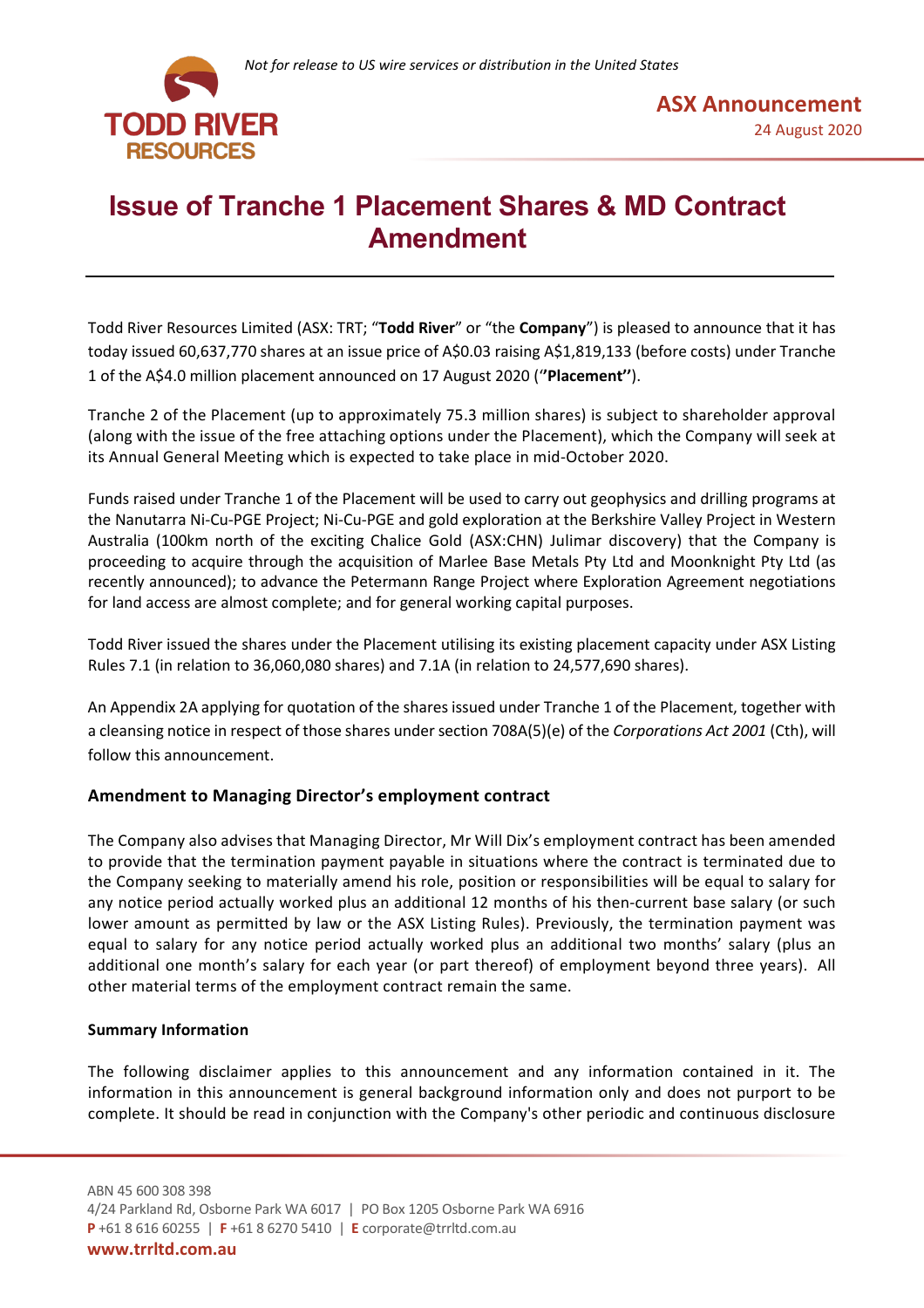*Not for release to US wire services or distribution in the United States*

TODD RIVER RESOURCES

**ASX Announcement**
24 August 2020

# Issue of Tranche 1 Placement Shares & MD Contract Amendment

Todd River Resources Limited (ASX: TRT; "**Todd River**" or "the **Company**") is pleased to announce that it has today issued 60,637,770 shares at an issue price of A$0.03 raising A$1,819,133 (before costs) under Tranche 1 of the A$4.0 million placement announced on 17 August 2020 (**"Placement"**).

Tranche 2 of the Placement (up to approximately 75.3 million shares) is subject to shareholder approval (along with the issue of the free attaching options under the Placement), which the Company will seek at its Annual General Meeting which is expected to take place in mid-October 2020.

Funds raised under Tranche 1 of the Placement will be used to carry out geophysics and drilling programs at the Nanutarra Ni-Cu-PGE Project; Ni-Cu-PGE and gold exploration at the Berkshire Valley Project in Western Australia (100km north of the exciting Chalice Gold (ASX:CHN) Julimar discovery) that the Company is proceeding to acquire through the acquisition of Marlee Base Metals Pty Ltd and Moonknight Pty Ltd (as recently announced); to advance the Petermann Range Project where Exploration Agreement negotiations for land access are almost complete; and for general working capital purposes.

Todd River issued the shares under the Placement utilising its existing placement capacity under ASX Listing Rules 7.1 (in relation to 36,060,080 shares) and 7.1A (in relation to 24,577,690 shares).

An Appendix 2A applying for quotation of the shares issued under Tranche 1 of the Placement, together with a cleansing notice in respect of those shares under section 708A(5)(e) of the *Corporations Act 2001* (Cth), will follow this announcement.

### Amendment to Managing Director's employment contract

The Company also advises that Managing Director, Mr Will Dix's employment contract has been amended to provide that the termination payment payable in situations where the contract is terminated due to the Company seeking to materially amend his role, position or responsibilities will be equal to salary for any notice period actually worked plus an additional 12 months of his then-current base salary (or such lower amount as permitted by law or the ASX Listing Rules). Previously, the termination payment was equal to salary for any notice period actually worked plus an additional two months' salary (plus an additional one month's salary for each year (or part thereof) of employment beyond three years). All other material terms of the employment contract remain the same.

### Summary Information

The following disclaimer applies to this announcement and any information contained in it. The information in this announcement is general background information only and does not purport to be complete. It should be read in conjunction with the Company's other periodic and continuous disclosure

ABN 45 600 308 398
4/24 Parkland Rd, Osborne Park WA 6017 | PO Box 1205 Osborne Park WA 6916
**P** +61 8 616 60255 | **F** +61 8 6270 5410 | **E** corporate@trrltd.com.au
**www.trrltd.com.au**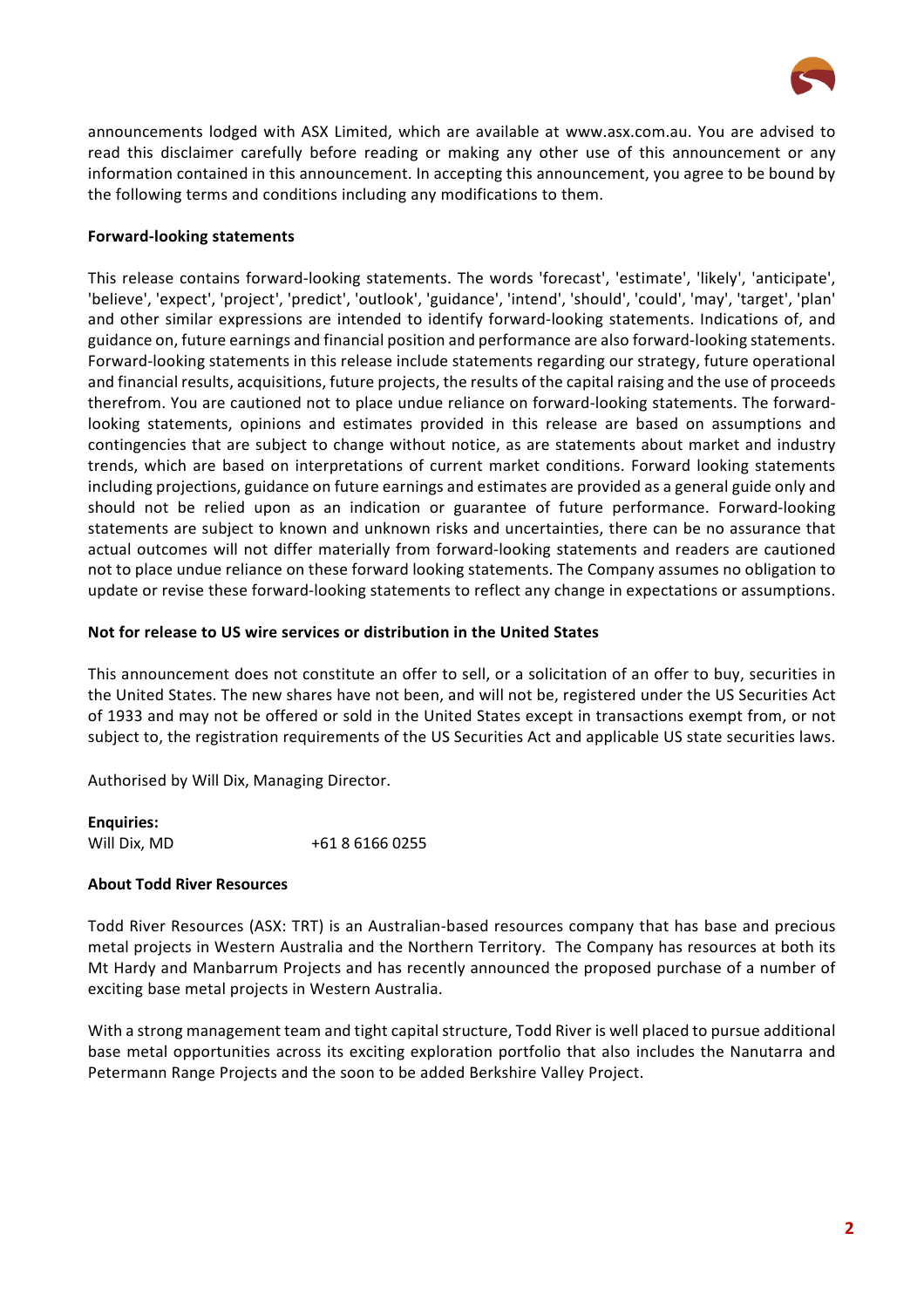announcements lodged with ASX Limited, which are available at www.asx.com.au. You are advised to read this disclaimer carefully before reading or making any other use of this announcement or any information contained in this announcement. In accepting this announcement, you agree to be bound by the following terms and conditions including any modifications to them.

**Forward-looking statements**

This release contains forward-looking statements. The words 'forecast', 'estimate', 'likely', 'anticipate', 'believe', 'expect', 'project', 'predict', 'outlook', 'guidance', 'intend', 'should', 'could', 'may', 'target', 'plan' and other similar expressions are intended to identify forward-looking statements. Indications of, and guidance on, future earnings and financial position and performance are also forward-looking statements. Forward-looking statements in this release include statements regarding our strategy, future operational and financial results, acquisitions, future projects, the results of the capital raising and the use of proceeds therefrom. You are cautioned not to place undue reliance on forward-looking statements. The forward-looking statements, opinions and estimates provided in this release are based on assumptions and contingencies that are subject to change without notice, as are statements about market and industry trends, which are based on interpretations of current market conditions. Forward looking statements including projections, guidance on future earnings and estimates are provided as a general guide only and should not be relied upon as an indication or guarantee of future performance. Forward-looking statements are subject to known and unknown risks and uncertainties, there can be no assurance that actual outcomes will not differ materially from forward-looking statements and readers are cautioned not to place undue reliance on these forward looking statements. The Company assumes no obligation to update or revise these forward-looking statements to reflect any change in expectations or assumptions.

**Not for release to US wire services or distribution in the United States**

This announcement does not constitute an offer to sell, or a solicitation of an offer to buy, securities in the United States. The new shares have not been, and will not be, registered under the US Securities Act of 1933 and may not be offered or sold in the United States except in transactions exempt from, or not subject to, the registration requirements of the US Securities Act and applicable US state securities laws.

Authorised by Will Dix, Managing Director.

**Enquiries:**
Will Dix, MD +61 8 6166 0255

**About Todd River Resources**

Todd River Resources (ASX: TRT) is an Australian-based resources company that has base and precious metal projects in Western Australia and the Northern Territory. The Company has resources at both its Mt Hardy and Manbarrum Projects and has recently announced the proposed purchase of a number of exciting base metal projects in Western Australia.

With a strong management team and tight capital structure, Todd River is well placed to pursue additional base metal opportunities across its exciting exploration portfolio that also includes the Nanutarra and Petermann Range Projects and the soon to be added Berkshire Valley Project.